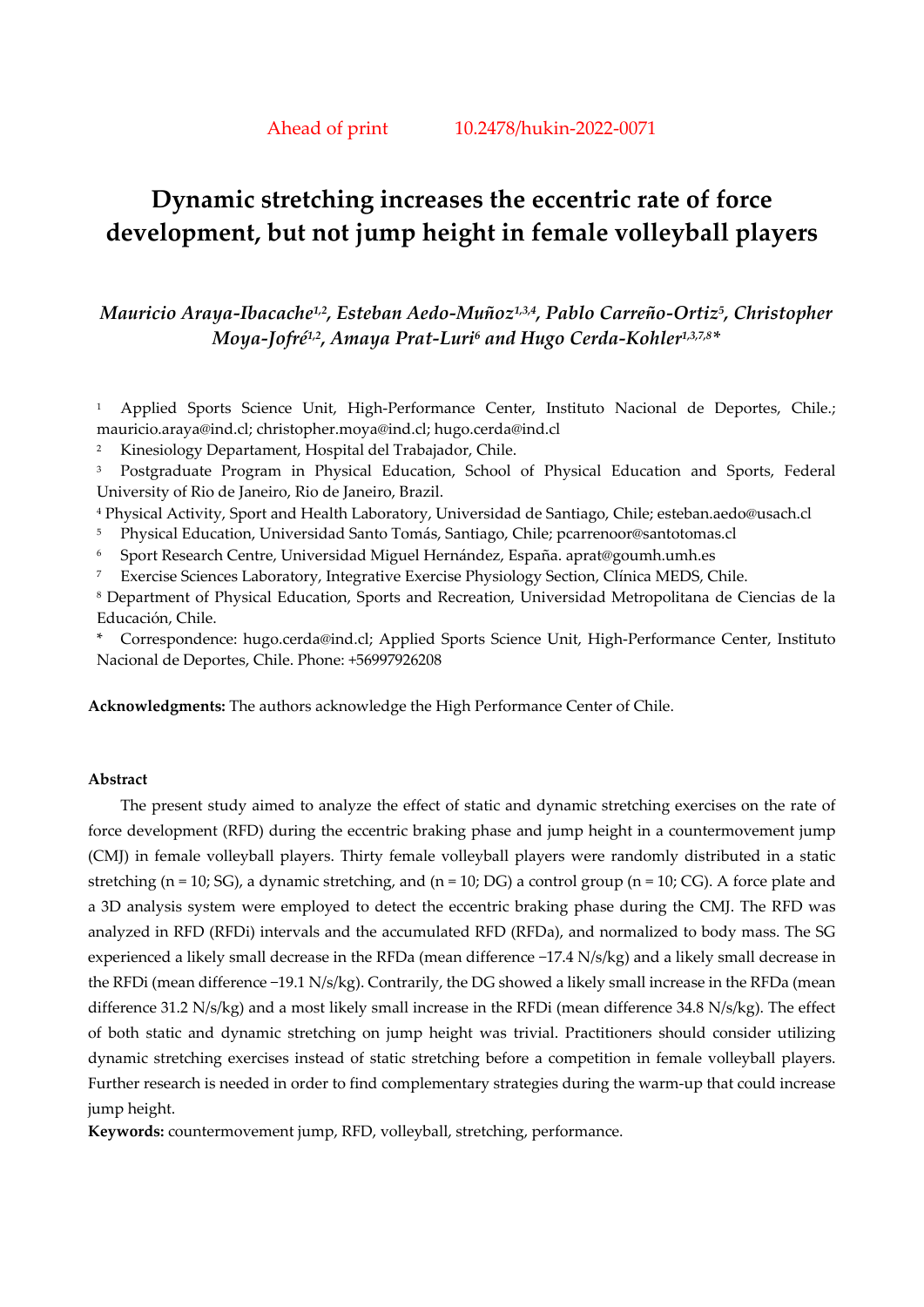Ahead of print 10.2478/hukin-2022-0071

# Dynamic stretching increases the eccentric rate of force development, but not jump height in female volleyball players

***Mauricio Araya-Ibacache[1,2], Esteban Aedo-Muñoz[1,3,4], Pablo Carreño-Ortiz[5], Christopher Moya-Jofré[1,2], Amaya Prat-Luri[6] and Hugo Cerda-Kohler[1,3,7,8]****

[1] Applied Sports Science Unit, High-Performance Center, Instituto Nacional de Deportes, Chile.; mauricio.araya@ind.cl; christopher.moya@ind.cl; hugo.cerda@ind.cl

[2] Kinesiology Departament, Hospital del Trabajador, Chile.

[3] Postgraduate Program in Physical Education, School of Physical Education and Sports, Federal University of Rio de Janeiro, Rio de Janeiro, Brazil.

[4] Physical Activity, Sport and Health Laboratory, Universidad de Santiago, Chile; esteban.aedo@usach.cl

[5] Physical Education, Universidad Santo Tomás, Santiago, Chile; pcarrenoor@santotomas.cl

[6] Sport Research Centre, Universidad Miguel Hernández, España. aprat@goumh.umh.es

[7] Exercise Sciences Laboratory, Integrative Exercise Physiology Section, Clínica MEDS, Chile.

[8] Department of Physical Education, Sports and Recreation, Universidad Metropolitana de Ciencias de la Educación, Chile.

* Correspondence: hugo.cerda@ind.cl; Applied Sports Science Unit, High-Performance Center, Instituto Nacional de Deportes, Chile. Phone: +56997926208

**Acknowledgments:** The authors acknowledge the High Performance Center of Chile.

**Abstract**

The present study aimed to analyze the effect of static and dynamic stretching exercises on the rate of force development (RFD) during the eccentric braking phase and jump height in a countermovement jump (CMJ) in female volleyball players. Thirty female volleyball players were randomly distributed in a static stretching (n = 10; SG), a dynamic stretching, and (n = 10; DG) a control group (n = 10; CG). A force plate and a 3D analysis system were employed to detect the eccentric braking phase during the CMJ. The RFD was analyzed in RFD (RFDi) intervals and the accumulated RFD (RFDa), and normalized to body mass. The SG experienced a likely small decrease in the RFDa (mean difference −17.4 N/s/kg) and a likely small decrease in the RFDi (mean difference −19.1 N/s/kg). Contrarily, the DG showed a likely small increase in the RFDa (mean difference 31.2 N/s/kg) and a most likely small increase in the RFDi (mean difference 34.8 N/s/kg). The effect of both static and dynamic stretching on jump height was trivial. Practitioners should consider utilizing dynamic stretching exercises instead of static stretching before a competition in female volleyball players. Further research is needed in order to find complementary strategies during the warm-up that could increase jump height.

**Keywords:** countermovement jump, RFD, volleyball, stretching, performance.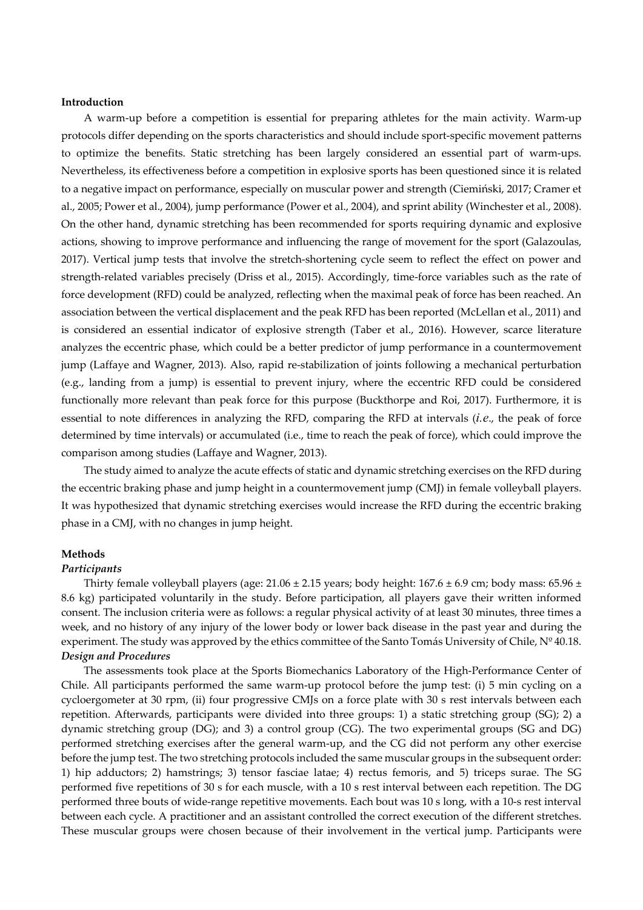**Introduction**

A warm-up before a competition is essential for preparing athletes for the main activity. Warm-up protocols differ depending on the sports characteristics and should include sport-specific movement patterns to optimize the benefits. Static stretching has been largely considered an essential part of warm-ups. Nevertheless, its effectiveness before a competition in explosive sports has been questioned since it is related to a negative impact on performance, especially on muscular power and strength (Ciemiński, 2017; Cramer et al., 2005; Power et al., 2004), jump performance (Power et al., 2004), and sprint ability (Winchester et al., 2008). On the other hand, dynamic stretching has been recommended for sports requiring dynamic and explosive actions, showing to improve performance and influencing the range of movement for the sport (Galazoulas, 2017). Vertical jump tests that involve the stretch-shortening cycle seem to reflect the effect on power and strength-related variables precisely (Driss et al., 2015). Accordingly, time-force variables such as the rate of force development (RFD) could be analyzed, reflecting when the maximal peak of force has been reached. An association between the vertical displacement and the peak RFD has been reported (McLellan et al., 2011) and is considered an essential indicator of explosive strength (Taber et al., 2016). However, scarce literature analyzes the eccentric phase, which could be a better predictor of jump performance in a countermovement jump (Laffaye and Wagner, 2013). Also, rapid re-stabilization of joints following a mechanical perturbation (e.g., landing from a jump) is essential to prevent injury, where the eccentric RFD could be considered functionally more relevant than peak force for this purpose (Buckthorpe and Roi, 2017). Furthermore, it is essential to note differences in analyzing the RFD, comparing the RFD at intervals (*i.e.*, the peak of force determined by time intervals) or accumulated (i.e., time to reach the peak of force), which could improve the comparison among studies (Laffaye and Wagner, 2013).

The study aimed to analyze the acute effects of static and dynamic stretching exercises on the RFD during the eccentric braking phase and jump height in a countermovement jump (CMJ) in female volleyball players. It was hypothesized that dynamic stretching exercises would increase the RFD during the eccentric braking phase in a CMJ, with no changes in jump height.

**Methods**

***Participants***

Thirty female volleyball players (age: 21.06 ± 2.15 years; body height: 167.6 ± 6.9 cm; body mass: 65.96 ± 8.6 kg) participated voluntarily in the study. Before participation, all players gave their written informed consent. The inclusion criteria were as follows: a regular physical activity of at least 30 minutes, three times a week, and no history of any injury of the lower body or lower back disease in the past year and during the experiment. The study was approved by the ethics committee of the Santo Tomás University of Chile, Nº 40.18.

***Design and Procedures***

The assessments took place at the Sports Biomechanics Laboratory of the High-Performance Center of Chile. All participants performed the same warm-up protocol before the jump test: (i) 5 min cycling on a cycloergometer at 30 rpm, (ii) four progressive CMJs on a force plate with 30 s rest intervals between each repetition. Afterwards, participants were divided into three groups: 1) a static stretching group (SG); 2) a dynamic stretching group (DG); and 3) a control group (CG). The two experimental groups (SG and DG) performed stretching exercises after the general warm-up, and the CG did not perform any other exercise before the jump test. The two stretching protocols included the same muscular groups in the subsequent order: 1) hip adductors; 2) hamstrings; 3) tensor fasciae latae; 4) rectus femoris, and 5) triceps surae. The SG performed five repetitions of 30 s for each muscle, with a 10 s rest interval between each repetition. The DG performed three bouts of wide-range repetitive movements. Each bout was 10 s long, with a 10-s rest interval between each cycle. A practitioner and an assistant controlled the correct execution of the different stretches. These muscular groups were chosen because of their involvement in the vertical jump. Participants were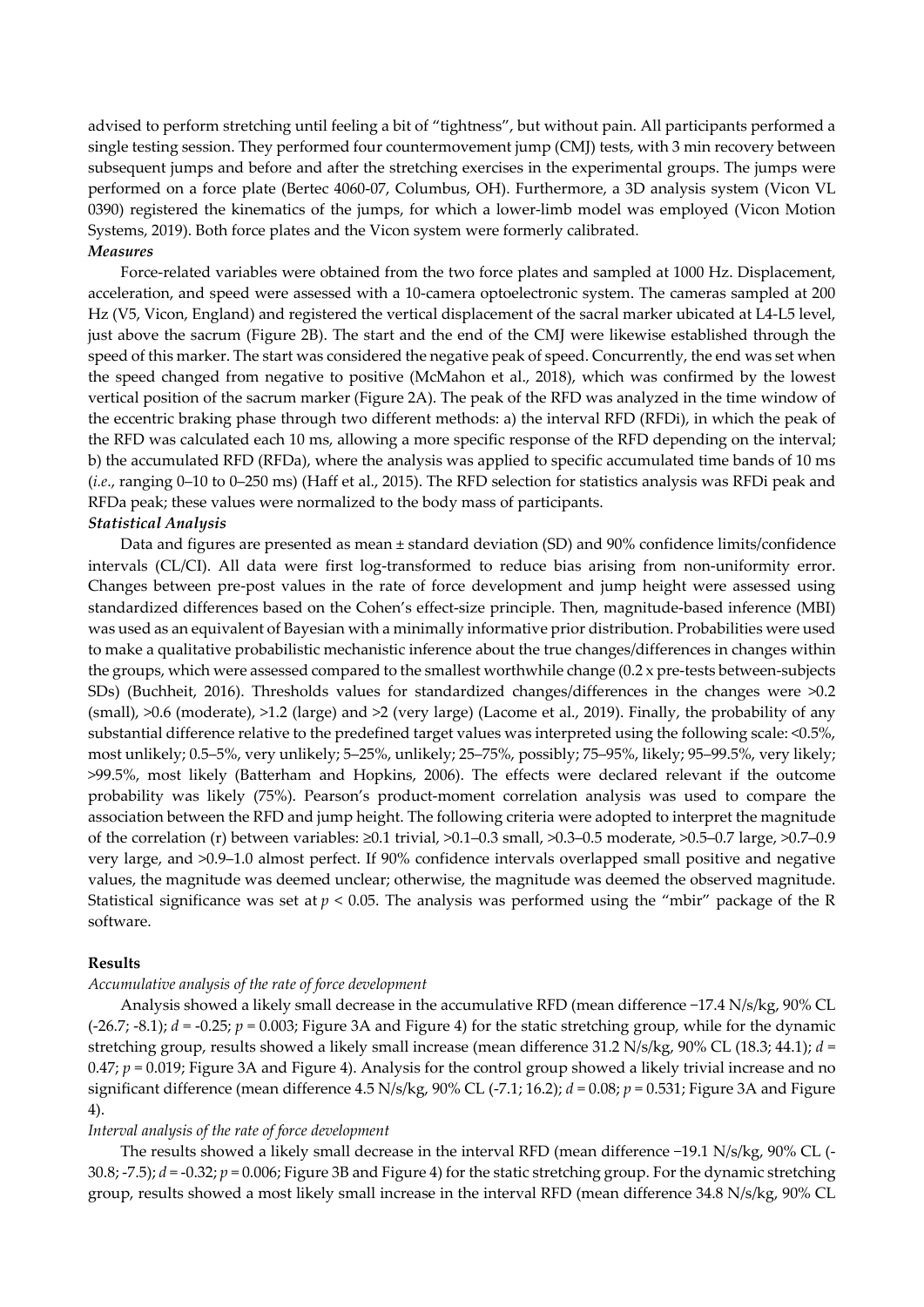advised to perform stretching until feeling a bit of "tightness", but without pain. All participants performed a single testing session. They performed four countermovement jump (CMJ) tests, with 3 min recovery between subsequent jumps and before and after the stretching exercises in the experimental groups. The jumps were performed on a force plate (Bertec 4060-07, Columbus, OH). Furthermore, a 3D analysis system (Vicon VL 0390) registered the kinematics of the jumps, for which a lower-limb model was employed (Vicon Motion Systems, 2019). Both force plates and the Vicon system were formerly calibrated.

***Measures***

Force-related variables were obtained from the two force plates and sampled at 1000 Hz. Displacement, acceleration, and speed were assessed with a 10-camera optoelectronic system. The cameras sampled at 200 Hz (V5, Vicon, England) and registered the vertical displacement of the sacral marker ubicated at L4-L5 level, just above the sacrum (Figure 2B). The start and the end of the CMJ were likewise established through the speed of this marker. The start was considered the negative peak of speed. Concurrently, the end was set when the speed changed from negative to positive (McMahon et al., 2018), which was confirmed by the lowest vertical position of the sacrum marker (Figure 2A). The peak of the RFD was analyzed in the time window of the eccentric braking phase through two different methods: a) the interval RFD (RFDi), in which the peak of the RFD was calculated each 10 ms, allowing a more specific response of the RFD depending on the interval; b) the accumulated RFD (RFDa), where the analysis was applied to specific accumulated time bands of 10 ms (*i.e.*, ranging 0–10 to 0–250 ms) (Haff et al., 2015). The RFD selection for statistics analysis was RFDi peak and RFDa peak; these values were normalized to the body mass of participants.

***Statistical Analysis***

Data and figures are presented as mean ± standard deviation (SD) and 90% confidence limits/confidence intervals (CL/CI). All data were first log-transformed to reduce bias arising from non-uniformity error. Changes between pre-post values in the rate of force development and jump height were assessed using standardized differences based on the Cohen's effect-size principle. Then, magnitude-based inference (MBI) was used as an equivalent of Bayesian with a minimally informative prior distribution. Probabilities were used to make a qualitative probabilistic mechanistic inference about the true changes/differences in changes within the groups, which were assessed compared to the smallest worthwhile change (0.2 x pre-tests between-subjects SDs) (Buchheit, 2016). Thresholds values for standardized changes/differences in the changes were >0.2 (small), >0.6 (moderate), >1.2 (large) and >2 (very large) (Lacome et al., 2019). Finally, the probability of any substantial difference relative to the predefined target values was interpreted using the following scale: <0.5%, most unlikely; 0.5–5%, very unlikely; 5–25%, unlikely; 25–75%, possibly; 75–95%, likely; 95–99.5%, very likely; >99.5%, most likely (Batterham and Hopkins, 2006). The effects were declared relevant if the outcome probability was likely (75%). Pearson's product-moment correlation analysis was used to compare the association between the RFD and jump height. The following criteria were adopted to interpret the magnitude of the correlation (r) between variables: ≥0.1 trivial, >0.1–0.3 small, >0.3–0.5 moderate, >0.5–0.7 large, >0.7–0.9 very large, and >0.9–1.0 almost perfect. If 90% confidence intervals overlapped small positive and negative values, the magnitude was deemed unclear; otherwise, the magnitude was deemed the observed magnitude. Statistical significance was set at $p < 0.05$. The analysis was performed using the "mbir" package of the R software.

## Results

*Accumulative analysis of the rate of force development*

Analysis showed a likely small decrease in the accumulative RFD (mean difference −17.4 N/s/kg, 90% CL (-26.7; -8.1); $d = -0.25$; $p = 0.003$; Figure 3A and Figure 4) for the static stretching group, while for the dynamic stretching group, results showed a likely small increase (mean difference 31.2 N/s/kg, 90% CL (18.3; 44.1); $d = 0.47$; $p = 0.019$; Figure 3A and Figure 4). Analysis for the control group showed a likely trivial increase and no significant difference (mean difference 4.5 N/s/kg, 90% CL (-7.1; 16.2); $d = 0.08$; $p = 0.531$; Figure 3A and Figure 4).

*Interval analysis of the rate of force development*

The results showed a likely small decrease in the interval RFD (mean difference −19.1 N/s/kg, 90% CL (-30.8; -7.5); $d = -0.32$; $p = 0.006$; Figure 3B and Figure 4) for the static stretching group. For the dynamic stretching group, results showed a most likely small increase in the interval RFD (mean difference 34.8 N/s/kg, 90% CL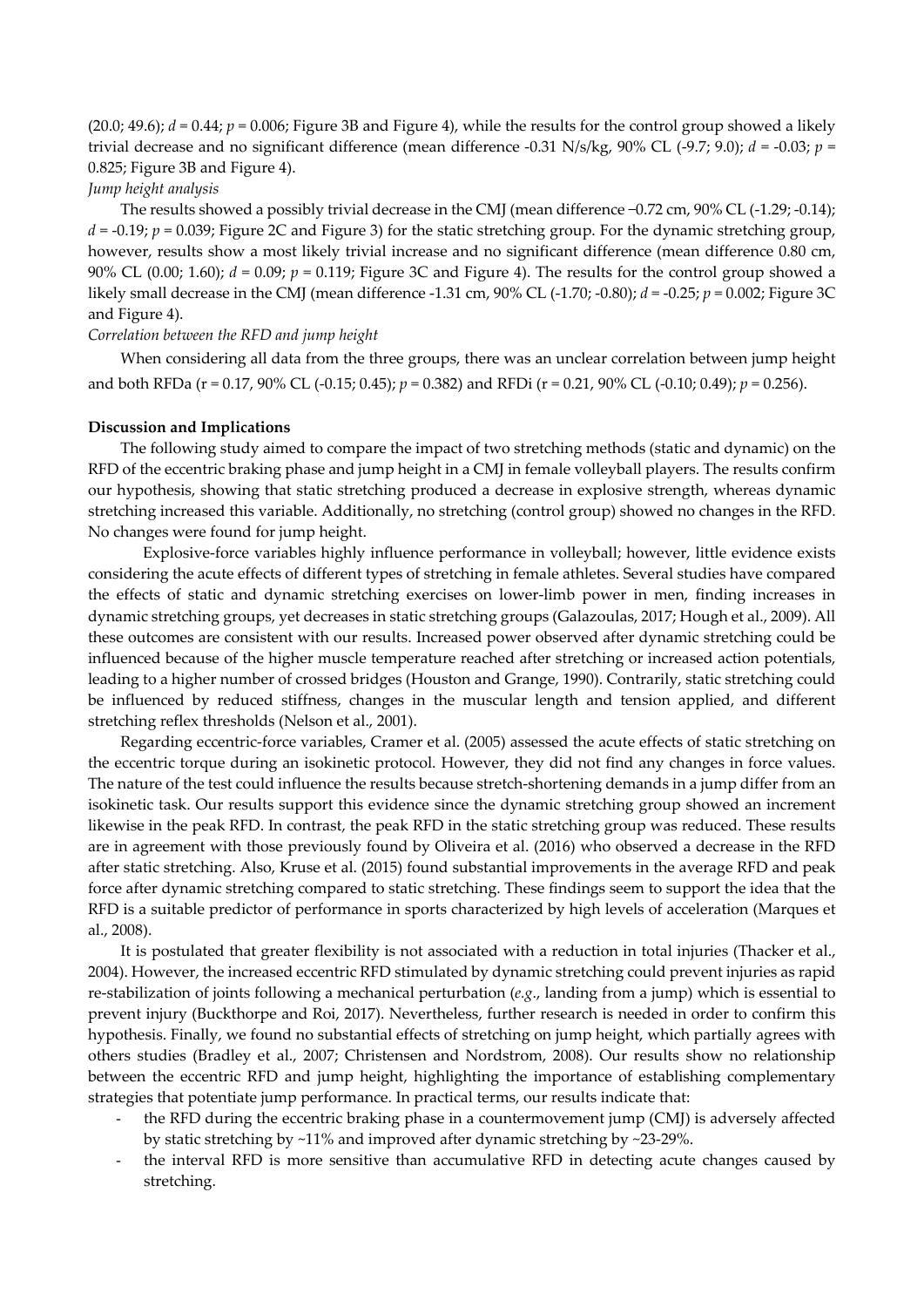(20.0; 49.6); $d = 0.44$; $p = 0.006$; Figure 3B and Figure 4), while the results for the control group showed a likely trivial decrease and no significant difference (mean difference -0.31 N/s/kg, 90% CL (-9.7; 9.0); $d = -0.03$; $p = 0.825$; Figure 3B and Figure 4).

*Jump height analysis*

The results showed a possibly trivial decrease in the CMJ (mean difference −0.72 cm, 90% CL (-1.29; -0.14); $d = -0.19$; $p = 0.039$; Figure 2C and Figure 3) for the static stretching group. For the dynamic stretching group, however, results show a most likely trivial increase and no significant difference (mean difference 0.80 cm, 90% CL (0.00; 1.60); $d = 0.09$; $p = 0.119$; Figure 3C and Figure 4). The results for the control group showed a likely small decrease in the CMJ (mean difference -1.31 cm, 90% CL (-1.70; -0.80); $d = -0.25$; $p = 0.002$; Figure 3C and Figure 4).

*Correlation between the RFD and jump height*

When considering all data from the three groups, there was an unclear correlation between jump height and both RFDa (r = 0.17, 90% CL (-0.15; 0.45); $p = 0.382$) and RFDi (r = 0.21, 90% CL (-0.10; 0.49); $p = 0.256$).

**Discussion and Implications**

The following study aimed to compare the impact of two stretching methods (static and dynamic) on the RFD of the eccentric braking phase and jump height in a CMJ in female volleyball players. The results confirm our hypothesis, showing that static stretching produced a decrease in explosive strength, whereas dynamic stretching increased this variable. Additionally, no stretching (control group) showed no changes in the RFD. No changes were found for jump height.

Explosive-force variables highly influence performance in volleyball; however, little evidence exists considering the acute effects of different types of stretching in female athletes. Several studies have compared the effects of static and dynamic stretching exercises on lower-limb power in men, finding increases in dynamic stretching groups, yet decreases in static stretching groups (Galazoulas, 2017; Hough et al., 2009). All these outcomes are consistent with our results. Increased power observed after dynamic stretching could be influenced because of the higher muscle temperature reached after stretching or increased action potentials, leading to a higher number of crossed bridges (Houston and Grange, 1990). Contrarily, static stretching could be influenced by reduced stiffness, changes in the muscular length and tension applied, and different stretching reflex thresholds (Nelson et al., 2001).

Regarding eccentric-force variables, Cramer et al. (2005) assessed the acute effects of static stretching on the eccentric torque during an isokinetic protocol. However, they did not find any changes in force values. The nature of the test could influence the results because stretch-shortening demands in a jump differ from an isokinetic task. Our results support this evidence since the dynamic stretching group showed an increment likewise in the peak RFD. In contrast, the peak RFD in the static stretching group was reduced. These results are in agreement with those previously found by Oliveira et al. (2016) who observed a decrease in the RFD after static stretching. Also, Kruse et al. (2015) found substantial improvements in the average RFD and peak force after dynamic stretching compared to static stretching. These findings seem to support the idea that the RFD is a suitable predictor of performance in sports characterized by high levels of acceleration (Marques et al., 2008).

It is postulated that greater flexibility is not associated with a reduction in total injuries (Thacker et al., 2004). However, the increased eccentric RFD stimulated by dynamic stretching could prevent injuries as rapid re-stabilization of joints following a mechanical perturbation (*e.g*., landing from a jump) which is essential to prevent injury (Buckthorpe and Roi, 2017). Nevertheless, further research is needed in order to confirm this hypothesis. Finally, we found no substantial effects of stretching on jump height, which partially agrees with others studies (Bradley et al., 2007; Christensen and Nordstrom, 2008). Our results show no relationship between the eccentric RFD and jump height, highlighting the importance of establishing complementary strategies that potentiate jump performance. In practical terms, our results indicate that:

- the RFD during the eccentric braking phase in a countermovement jump (CMJ) is adversely affected by static stretching by ~11% and improved after dynamic stretching by ~23-29%.
- the interval RFD is more sensitive than accumulative RFD in detecting acute changes caused by stretching.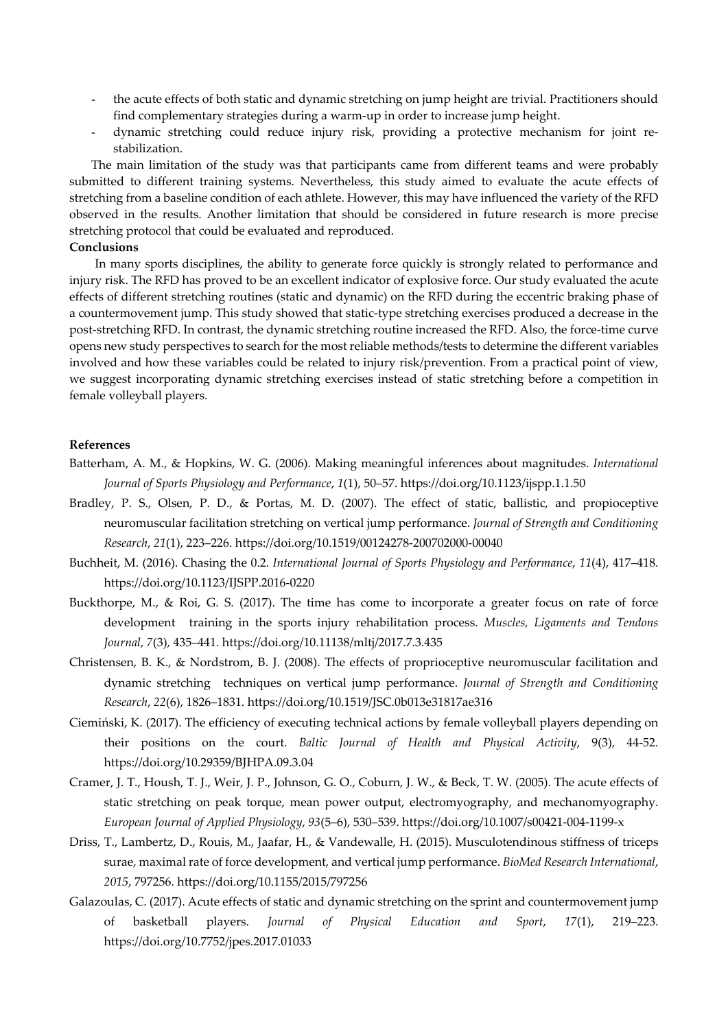- the acute effects of both static and dynamic stretching on jump height are trivial. Practitioners should find complementary strategies during a warm-up in order to increase jump height.
- dynamic stretching could reduce injury risk, providing a protective mechanism for joint re-stabilization.

The main limitation of the study was that participants came from different teams and were probably submitted to different training systems. Nevertheless, this study aimed to evaluate the acute effects of stretching from a baseline condition of each athlete. However, this may have influenced the variety of the RFD observed in the results. Another limitation that should be considered in future research is more precise stretching protocol that could be evaluated and reproduced.

**Conclusions**

In many sports disciplines, the ability to generate force quickly is strongly related to performance and injury risk. The RFD has proved to be an excellent indicator of explosive force. Our study evaluated the acute effects of different stretching routines (static and dynamic) on the RFD during the eccentric braking phase of a countermovement jump. This study showed that static-type stretching exercises produced a decrease in the post-stretching RFD. In contrast, the dynamic stretching routine increased the RFD. Also, the force-time curve opens new study perspectives to search for the most reliable methods/tests to determine the different variables involved and how these variables could be related to injury risk/prevention. From a practical point of view, we suggest incorporating dynamic stretching exercises instead of static stretching before a competition in female volleyball players.

**References**

Batterham, A. M., & Hopkins, W. G. (2006). Making meaningful inferences about magnitudes. *International Journal of Sports Physiology and Performance*, *1*(1), 50–57. https://doi.org/10.1123/ijspp.1.1.50

Bradley, P. S., Olsen, P. D., & Portas, M. D. (2007). The effect of static, ballistic, and propioceptive neuromuscular facilitation stretching on vertical jump performance. *Journal of Strength and Conditioning Research*, *21*(1), 223–226. https://doi.org/10.1519/00124278-200702000-00040

Buchheit, M. (2016). Chasing the 0.2. *International Journal of Sports Physiology and Performance*, *11*(4), 417–418. https://doi.org/10.1123/IJSPP.2016-0220

Buckthorpe, M., & Roi, G. S. (2017). The time has come to incorporate a greater focus on rate of force development training in the sports injury rehabilitation process. *Muscles, Ligaments and Tendons Journal*, *7*(3), 435–441. https://doi.org/10.11138/mltj/2017.7.3.435

Christensen, B. K., & Nordstrom, B. J. (2008). The effects of proprioceptive neuromuscular facilitation and dynamic stretching techniques on vertical jump performance. *Journal of Strength and Conditioning Research*, *22*(6), 1826–1831. https://doi.org/10.1519/JSC.0b013e31817ae316

Ciemiński, K. (2017). The efficiency of executing technical actions by female volleyball players depending on their positions on the court. *Baltic Journal of Health and Physical Activity*, 9(3), 44-52. https://doi.org/10.29359/BJHPA.09.3.04

Cramer, J. T., Housh, T. J., Weir, J. P., Johnson, G. O., Coburn, J. W., & Beck, T. W. (2005). The acute effects of static stretching on peak torque, mean power output, electromyography, and mechanomyography. *European Journal of Applied Physiology*, *93*(5–6), 530–539. https://doi.org/10.1007/s00421-004-1199-x

Driss, T., Lambertz, D., Rouis, M., Jaafar, H., & Vandewalle, H. (2015). Musculotendinous stiffness of triceps surae, maximal rate of force development, and vertical jump performance. *BioMed Research International*, *2015*, 797256. https://doi.org/10.1155/2015/797256

Galazoulas, C. (2017). Acute effects of static and dynamic stretching on the sprint and countermovement jump of basketball players. *Journal of Physical Education and Sport*, *17*(1), 219–223. https://doi.org/10.7752/jpes.2017.01033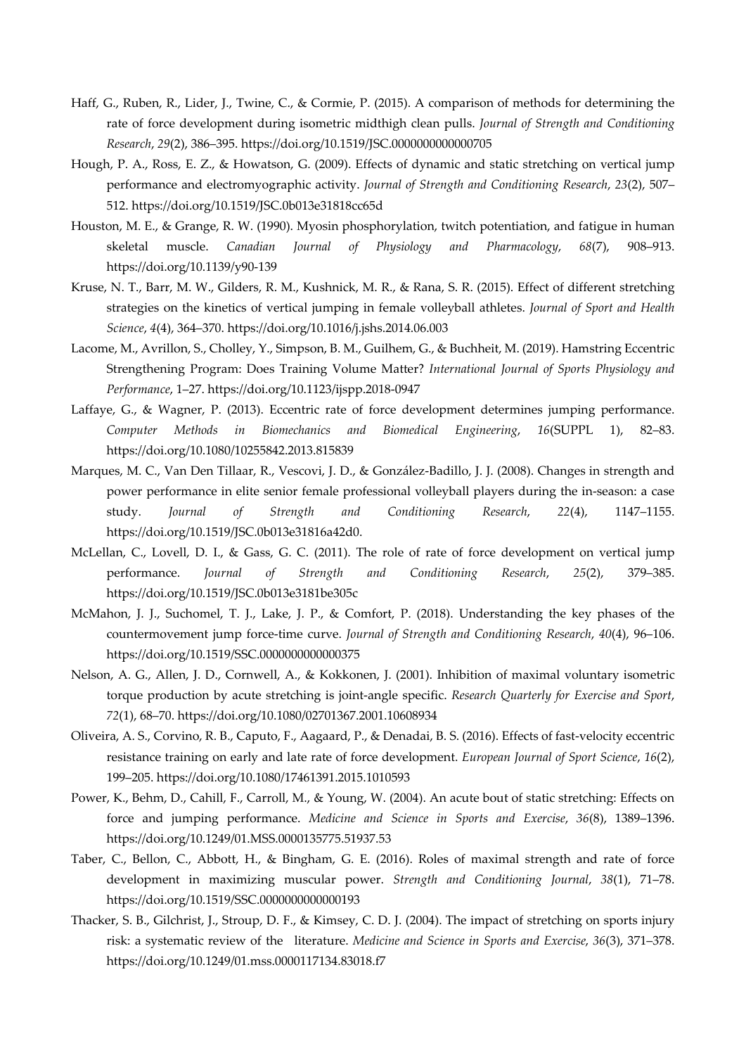Haff, G., Ruben, R., Lider, J., Twine, C., & Cormie, P. (2015). A comparison of methods for determining the rate of force development during isometric midthigh clean pulls. *Journal of Strength and Conditioning Research*, *29*(2), 386–395. https://doi.org/10.1519/JSC.0000000000000705

Hough, P. A., Ross, E. Z., & Howatson, G. (2009). Effects of dynamic and static stretching on vertical jump performance and electromyographic activity. *Journal of Strength and Conditioning Research*, *23*(2), 507–512. https://doi.org/10.1519/JSC.0b013e31818cc65d

Houston, M. E., & Grange, R. W. (1990). Myosin phosphorylation, twitch potentiation, and fatigue in human skeletal muscle. *Canadian Journal of Physiology and Pharmacology*, *68*(7), 908–913. https://doi.org/10.1139/y90-139

Kruse, N. T., Barr, M. W., Gilders, R. M., Kushnick, M. R., & Rana, S. R. (2015). Effect of different stretching strategies on the kinetics of vertical jumping in female volleyball athletes. *Journal of Sport and Health Science*, *4*(4), 364–370. https://doi.org/10.1016/j.jshs.2014.06.003

Lacome, M., Avrillon, S., Cholley, Y., Simpson, B. M., Guilhem, G., & Buchheit, M. (2019). Hamstring Eccentric Strengthening Program: Does Training Volume Matter? *International Journal of Sports Physiology and Performance*, 1–27. https://doi.org/10.1123/ijspp.2018-0947

Laffaye, G., & Wagner, P. (2013). Eccentric rate of force development determines jumping performance. *Computer Methods in Biomechanics and Biomedical Engineering*, *16*(SUPPL 1), 82–83. https://doi.org/10.1080/10255842.2013.815839

Marques, M. C., Van Den Tillaar, R., Vescovi, J. D., & González-Badillo, J. J. (2008). Changes in strength and power performance in elite senior female professional volleyball players during the in-season: a case study. *Journal of Strength and Conditioning Research*, *22*(4), 1147–1155. https://doi.org/10.1519/JSC.0b013e31816a42d0.

McLellan, C., Lovell, D. I., & Gass, G. C. (2011). The role of rate of force development on vertical jump performance. *Journal of Strength and Conditioning Research*, *25*(2), 379–385. https://doi.org/10.1519/JSC.0b013e3181be305c

McMahon, J. J., Suchomel, T. J., Lake, J. P., & Comfort, P. (2018). Understanding the key phases of the countermovement jump force-time curve. *Journal of Strength and Conditioning Research*, *40*(4), 96–106. https://doi.org/10.1519/SSC.0000000000000375

Nelson, A. G., Allen, J. D., Cornwell, A., & Kokkonen, J. (2001). Inhibition of maximal voluntary isometric torque production by acute stretching is joint-angle specific. *Research Quarterly for Exercise and Sport*, *72*(1), 68–70. https://doi.org/10.1080/02701367.2001.10608934

Oliveira, A. S., Corvino, R. B., Caputo, F., Aagaard, P., & Denadai, B. S. (2016). Effects of fast-velocity eccentric resistance training on early and late rate of force development. *European Journal of Sport Science*, *16*(2), 199–205. https://doi.org/10.1080/17461391.2015.1010593

Power, K., Behm, D., Cahill, F., Carroll, M., & Young, W. (2004). An acute bout of static stretching: Effects on force and jumping performance. *Medicine and Science in Sports and Exercise*, *36*(8), 1389–1396. https://doi.org/10.1249/01.MSS.0000135775.51937.53

Taber, C., Bellon, C., Abbott, H., & Bingham, G. E. (2016). Roles of maximal strength and rate of force development in maximizing muscular power. *Strength and Conditioning Journal*, *38*(1), 71–78. https://doi.org/10.1519/SSC.0000000000000193

Thacker, S. B., Gilchrist, J., Stroup, D. F., & Kimsey, C. D. J. (2004). The impact of stretching on sports injury risk: a systematic review of the literature. *Medicine and Science in Sports and Exercise*, *36*(3), 371–378. https://doi.org/10.1249/01.mss.0000117134.83018.f7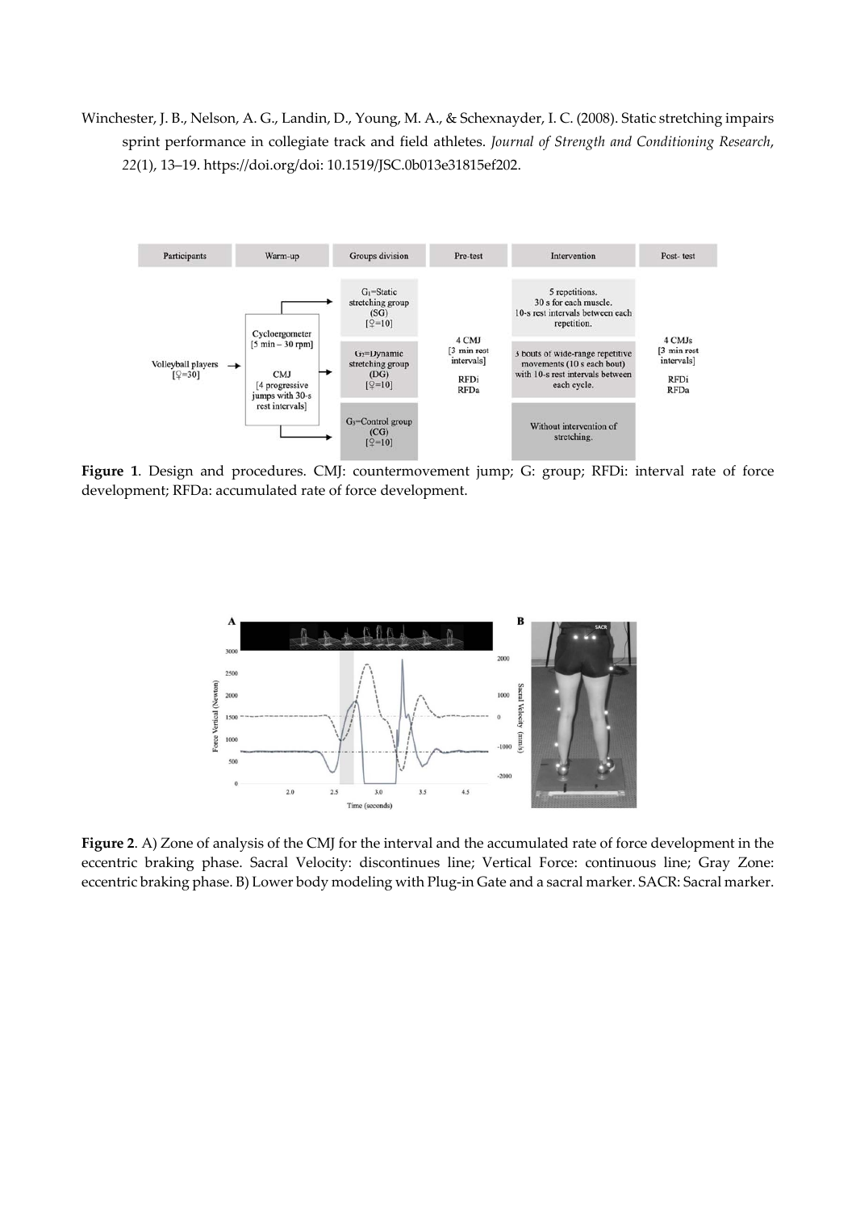Winchester, J. B., Nelson, A. G., Landin, D., Young, M. A., & Schexnayder, I. C. (2008). Static stretching impairs sprint performance in collegiate track and field athletes. *Journal of Strength and Conditioning Research*, *22*(1), 13–19. https://doi.org/doi: 10.1519/JSC.0b013e31815ef202.

**Figure 1**. Design and procedures. CMJ: countermovement jump; G: group; RFDi: interval rate of force development; RFDa: accumulated rate of force development.

**Figure 2**. A) Zone of analysis of the CMJ for the interval and the accumulated rate of force development in the eccentric braking phase. Sacral Velocity: discontinues line; Vertical Force: continuous line; Gray Zone: eccentric braking phase. B) Lower body modeling with Plug-in Gate and a sacral marker. SACR: Sacral marker.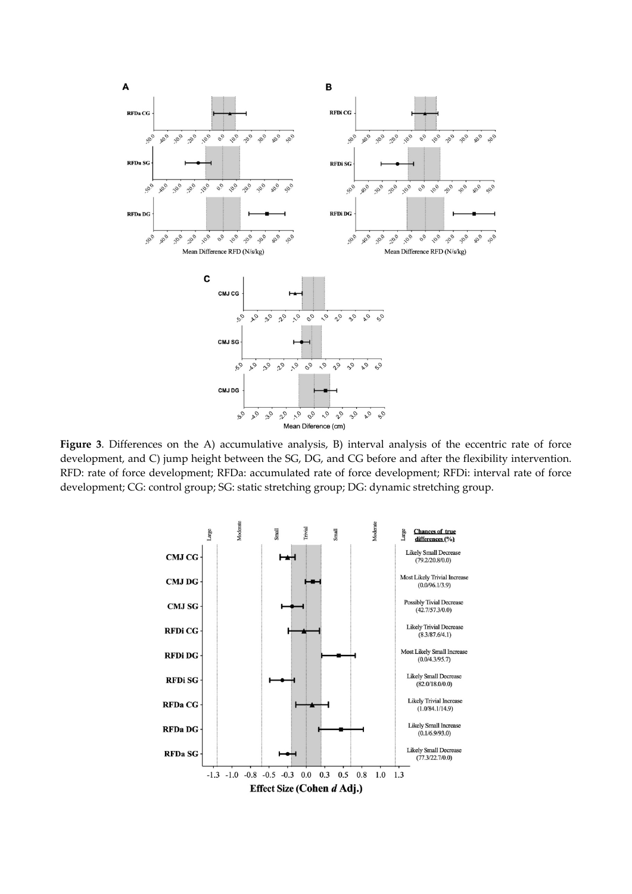**Figure 3**. Differences on the A) accumulative analysis, B) interval analysis of the eccentric rate of force development, and C) jump height between the SG, DG, and CG before and after the flexibility intervention. RFD: rate of force development; RFDa: accumulated rate of force development; RFDi: interval rate of force development; CG: control group; SG: static stretching group; DG: dynamic stretching group.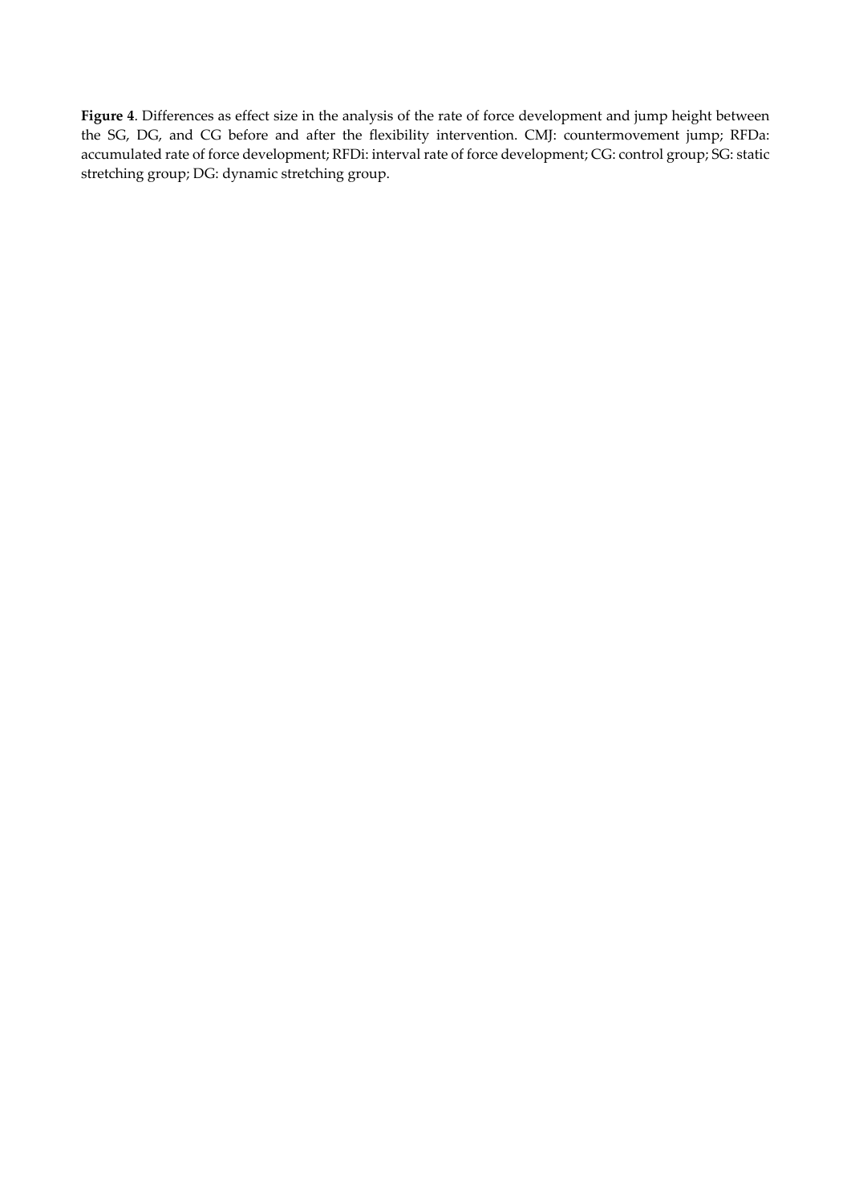**Figure 4**. Differences as effect size in the analysis of the rate of force development and jump height between the SG, DG, and CG before and after the flexibility intervention. CMJ: countermovement jump; RFDa: accumulated rate of force development; RFDi: interval rate of force development; CG: control group; SG: static stretching group; DG: dynamic stretching group.